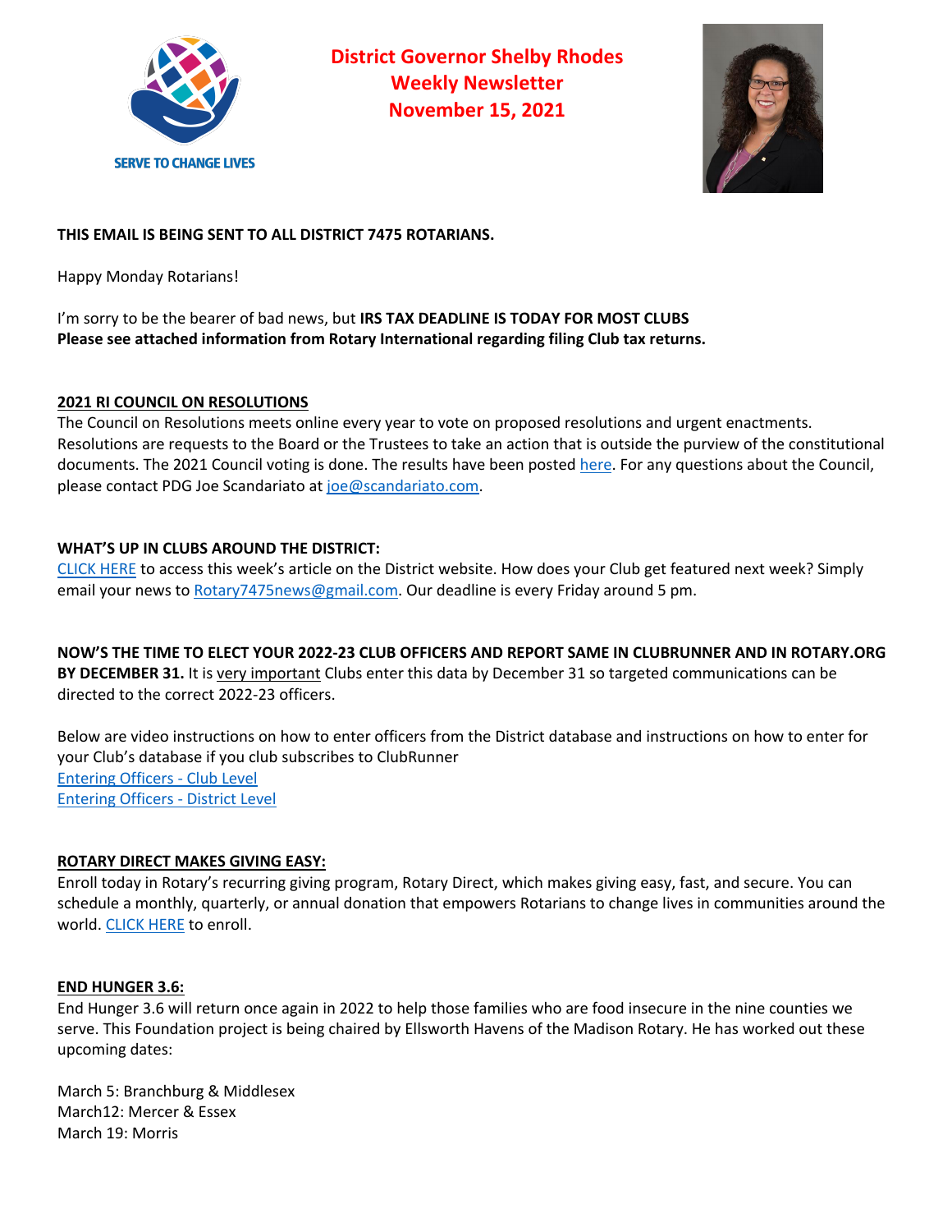SERVE TO CHANGE LIVES

# District Governor Shelby Rhodes
# Weekly Newsletter
# November 15, 2021

**THIS EMAIL IS BEING SENT TO ALL DISTRICT 7475 ROTARIANS.**

Happy Monday Rotarians!

I'm sorry to be the bearer of bad news, but **IRS TAX DEADLINE IS TODAY FOR MOST CLUBS**
**Please see attached information from Rotary International regarding filing Club tax returns.**

## 2021 RI COUNCIL ON RESOLUTIONS

The Council on Resolutions meets online every year to vote on proposed resolutions and urgent enactments. Resolutions are requests to the Board or the Trustees to take an action that is outside the purview of the constitutional documents. The 2021 Council voting is done. The results have been posted here. For any questions about the Council, please contact PDG Joe Scandariato at joe@scandariato.com.

## WHAT'S UP IN CLUBS AROUND THE DISTRICT:

CLICK HERE to access this week's article on the District website. How does your Club get featured next week? Simply email your news to Rotary7475news@gmail.com. Our deadline is every Friday around 5 pm.

**NOW'S THE TIME TO ELECT YOUR 2022-23 CLUB OFFICERS AND REPORT SAME IN CLUBRUNNER AND IN ROTARY.ORG BY DECEMBER 31.** It is very important Clubs enter this data by December 31 so targeted communications can be directed to the correct 2022-23 officers.

Below are video instructions on how to enter officers from the District database and instructions on how to enter for your Club's database if you club subscribes to ClubRunner
Entering Officers - Club Level
Entering Officers - District Level

## ROTARY DIRECT MAKES GIVING EASY:

Enroll today in Rotary's recurring giving program, Rotary Direct, which makes giving easy, fast, and secure. You can schedule a monthly, quarterly, or annual donation that empowers Rotarians to change lives in communities around the world. CLICK HERE to enroll.

## END HUNGER 3.6:

End Hunger 3.6 will return once again in 2022 to help those families who are food insecure in the nine counties we serve. This Foundation project is being chaired by Ellsworth Havens of the Madison Rotary. He has worked out these upcoming dates:

March 5: Branchburg & Middlesex
March12: Mercer & Essex
March 19: Morris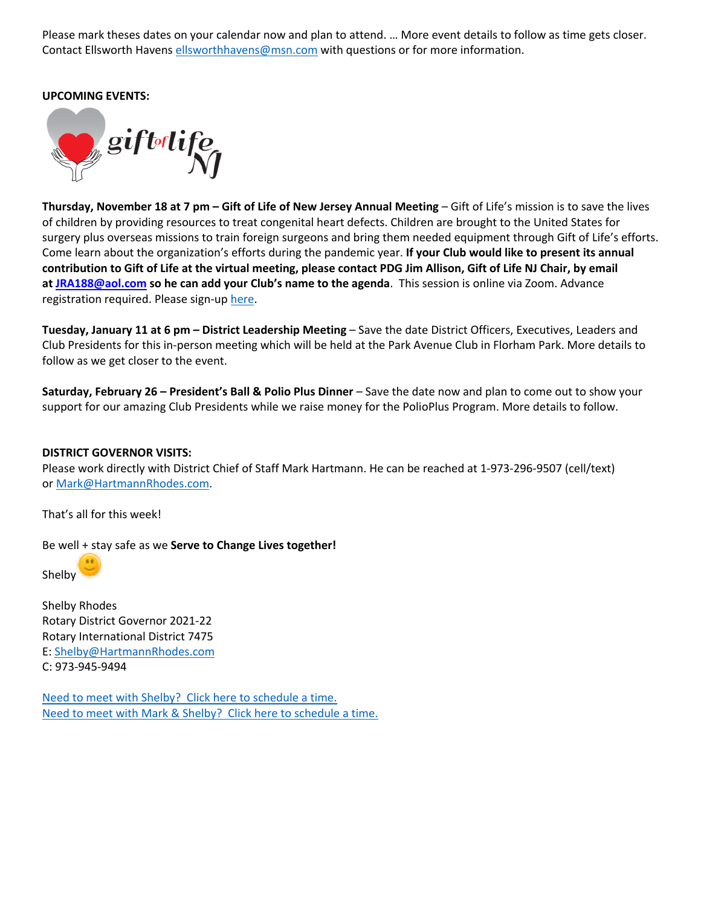Please mark theses dates on your calendar now and plan to attend. … More event details to follow as time gets closer. Contact Ellsworth Havens ellsworthhavens@msn.com with questions or for more information.

**UPCOMING EVENTS:**

**Thursday, November 18 at 7 pm – Gift of Life of New Jersey Annual Meeting** – Gift of Life's mission is to save the lives of children by providing resources to treat congenital heart defects. Children are brought to the United States for surgery plus overseas missions to train foreign surgeons and bring them needed equipment through Gift of Life's efforts. Come learn about the organization's efforts during the pandemic year. **If your Club would like to present its annual contribution to Gift of Life at the virtual meeting, please contact PDG Jim Allison, Gift of Life NJ Chair, by email at JRA188@aol.com so he can add your Club's name to the agenda**. This session is online via Zoom. Advance registration required. Please sign-up here.

**Tuesday, January 11 at 6 pm – District Leadership Meeting** – Save the date District Officers, Executives, Leaders and Club Presidents for this in-person meeting which will be held at the Park Avenue Club in Florham Park. More details to follow as we get closer to the event.

**Saturday, February 26 – President's Ball & Polio Plus Dinner** – Save the date now and plan to come out to show your support for our amazing Club Presidents while we raise money for the PolioPlus Program. More details to follow.

**DISTRICT GOVERNOR VISITS:**
Please work directly with District Chief of Staff Mark Hartmann. He can be reached at 1-973-296-9507 (cell/text) or Mark@HartmannRhodes.com.

That's all for this week!

Be well + stay safe as we **Serve to Change Lives together!**

Shelby

Shelby Rhodes
Rotary District Governor 2021-22
Rotary International District 7475
E: Shelby@HartmannRhodes.com
C: 973-945-9494

Need to meet with Shelby? Click here to schedule a time.
Need to meet with Mark & Shelby? Click here to schedule a time.